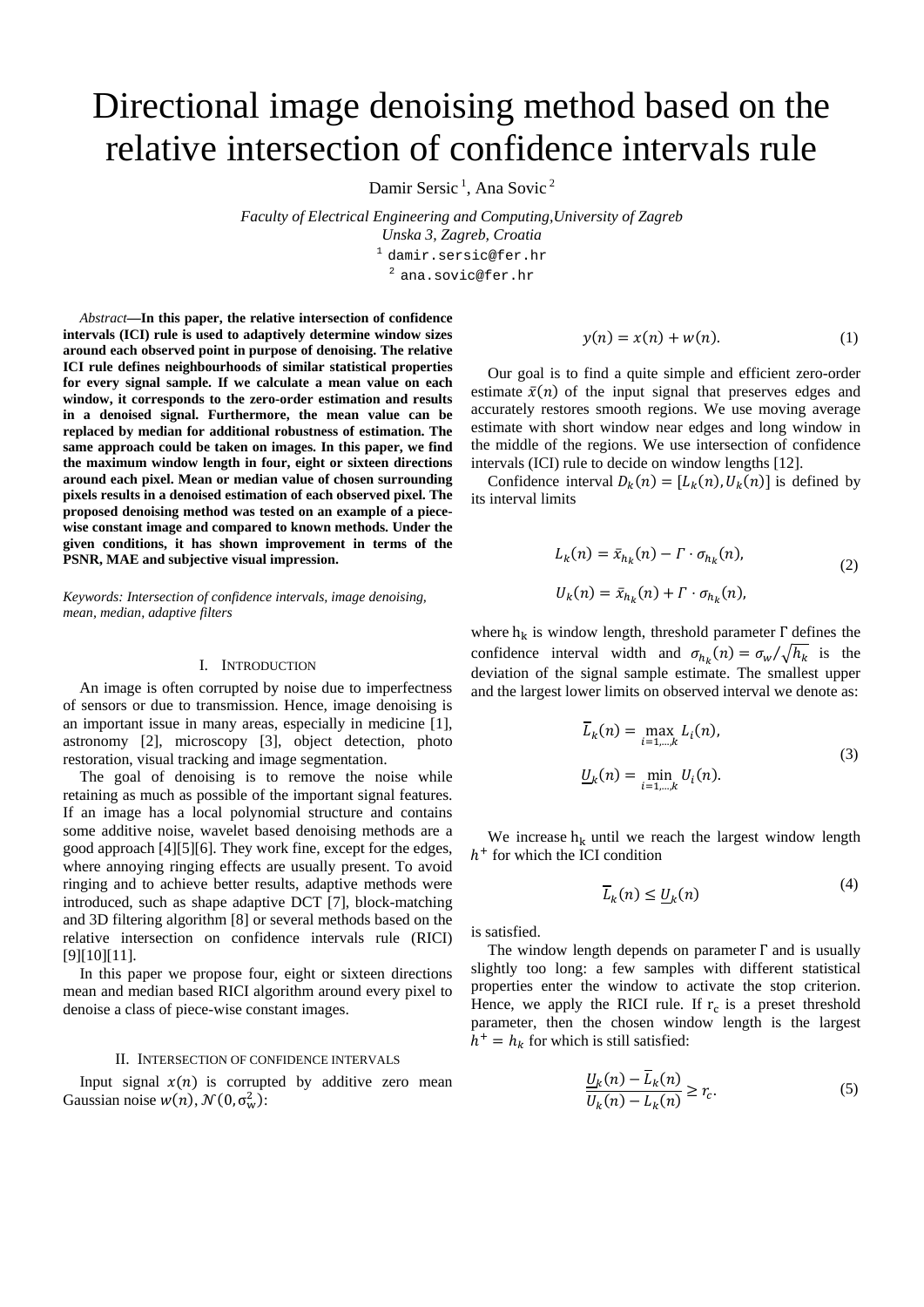# Directional image denoising method based on the relative intersection of confidence intervals rule

Damir Sersic [1], Ana Sovic [2]

*Faculty of Electrical Engineering and Computing,University of Zagreb*
*Unska 3, Zagreb, Croatia*

[1] damir.sersic@fer.hr

[2] ana.sovic@fer.hr

*Abstract*—**In this paper, the relative intersection of confidence intervals (ICI) rule is used to adaptively determine window sizes around each observed point in purpose of denoising. The relative ICI rule defines neighbourhoods of similar statistical properties for every signal sample. If we calculate a mean value on each window, it corresponds to the zero-order estimation and results in a denoised signal. Furthermore, the mean value can be replaced by median for additional robustness of estimation. The same approach could be taken on images. In this paper, we find the maximum window length in four, eight or sixteen directions around each pixel. Mean or median value of chosen surrounding pixels results in a denoised estimation of each observed pixel. The proposed denoising method was tested on an example of a piece-wise constant image and compared to known methods. Under the given conditions, it has shown improvement in terms of the PSNR, MAE and subjective visual impression.**

*Keywords: Intersection of confidence intervals, image denoising, mean, median, adaptive filters*

## I. Introduction

An image is often corrupted by noise due to imperfectness of sensors or due to transmission. Hence, image denoising is an important issue in many areas, especially in medicine [1], astronomy [2], microscopy [3], object detection, photo restoration, visual tracking and image segmentation.

The goal of denoising is to remove the noise while retaining as much as possible of the important signal features. If an image has a local polynomial structure and contains some additive noise, wavelet based denoising methods are a good approach [4][5][6]. They work fine, except for the edges, where annoying ringing effects are usually present. To avoid ringing and to achieve better results, adaptive methods were introduced, such as shape adaptive DCT [7], block-matching and 3D filtering algorithm [8] or several methods based on the relative intersection on confidence intervals rule (RICI) [9][10][11].

In this paper we propose four, eight or sixteen directions mean and median based RICI algorithm around every pixel to denoise a class of piece-wise constant images.

## II. Intersection of confidence intervals

Input signal $x(n)$ is corrupted by additive zero mean Gaussian noise $w(n)$, $\mathcal{N}(0, \sigma_w^2)$:

$$y(n) = x(n) + w(n). \tag{1}$$

Our goal is to find a quite simple and efficient zero-order estimate $\bar{x}(n)$ of the input signal that preserves edges and accurately restores smooth regions. We use moving average estimate with short window near edges and long window in the middle of the regions. We use intersection of confidence intervals (ICI) rule to decide on window lengths [12].

Confidence interval $D_k(n) = [L_k(n), U_k(n)]$ is defined by its interval limits

$$L_k(n) = \bar{x}_{h_k}(n) - \Gamma \cdot \sigma_{h_k}(n),$$
$$U_k(n) = \bar{x}_{h_k}(n) + \Gamma \cdot \sigma_{h_k}(n), \tag{2}$$

where $h_k$ is window length, threshold parameter $\Gamma$ defines the confidence interval width and $\sigma_{h_k}(n) = \sigma_w / \sqrt{h_k}$ is the deviation of the signal sample estimate. The smallest upper and the largest lower limits on observed interval we denote as:

$$\overline{L}_k(n) = \max_{i=1,\ldots,k} L_i(n),$$
$$\underline{U}_k(n) = \min_{i=1,\ldots,k} U_i(n). \tag{3}$$

We increase $h_k$ until we reach the largest window length $h^+$ for which the ICI condition

$$\overline{L}_k(n) \leq \underline{U}_k(n) \tag{4}$$

is satisfied.

The window length depends on parameter $\Gamma$ and is usually slightly too long: a few samples with different statistical properties enter the window to activate the stop criterion. Hence, we apply the RICI rule. If $r_c$ is a preset threshold parameter, then the chosen window length is the largest $h^+ = h_k$ for which is still satisfied:

$$\frac{\underline{U}_k(n) - \overline{L}_k(n)}{U_k(n) - L_k(n)} \geq r_c. \tag{5}$$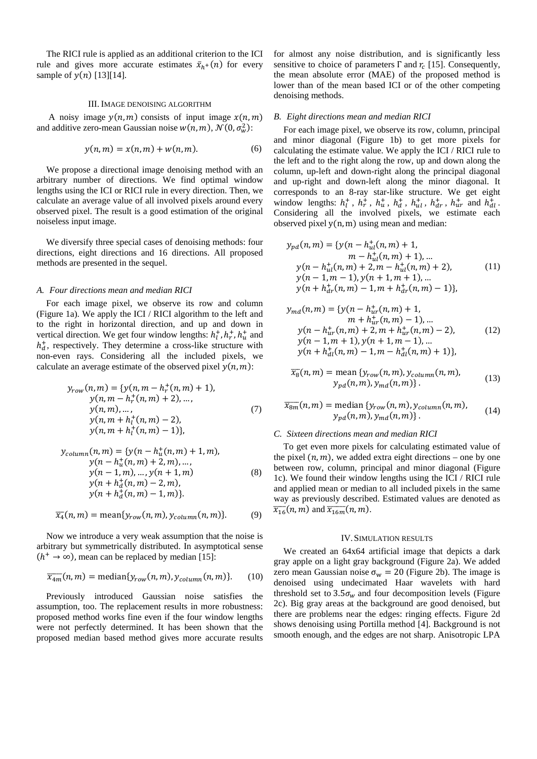The RICI rule is applied as an additional criterion to the ICI rule and gives more accurate estimates $\bar{x}_{h^+}(n)$ for every sample of $y(n)$ [13][14].

## III. Image denoising algorithm

A noisy image $y(n,m)$ consists of input image $x(n,m)$ and additive zero-mean Gaussian noise $w(n,m)$, $\mathcal{N}(0,\sigma_w^2)$:

$$y(n,m) = x(n,m) + w(n,m). \tag{6}$$

We propose a directional image denoising method with an arbitrary number of directions. We find optimal window lengths using the ICI or RICI rule in every direction. Then, we calculate an average value of all involved pixels around every observed pixel. The result is a good estimation of the original noiseless input image.

We diversify three special cases of denoising methods: four directions, eight directions and 16 directions. All proposed methods are presented in the sequel.

### A. Four directions mean and median RICI

For each image pixel, we observe its row and column (Figure 1a). We apply the ICI / RICI algorithm to the left and to the right in horizontal direction, and up and down in vertical direction. We get four window lengths: $h_l^+, h_r^+, h_u^+$ and $h_d^+$, respectively. They determine a cross-like structure with non-even rays. Considering all the included pixels, we calculate an average estimate of the observed pixel $y(n,m)$:

$$\begin{aligned} y_{row}(n,m) = \{&y(n, m - h_r^+(n,m) + 1), \\ &y(n, m - h_r^+(n,m) + 2), \dots, \\ &y(n,m), \dots, \\ &y(n, m + h_l^+(n,m) - 2), \\ &y(n, m + h_l^+(n,m) - 1)\}, \end{aligned} \tag{7}$$

$$\begin{aligned} y_{column}(n,m) = \{&y(n - h_u^+(n,m) + 1, m), \\ &y(n - h_u^+(n,m) + 2, m), \dots, \\ &y(n-1,m), \dots, y(n+1,m) \\ &y(n + h_d^+(n,m) - 2, m), \\ &y(n + h_d^+(n,m) - 1, m)\}. \end{aligned} \tag{8}$$

$$\overline{x_4}(n,m) = \text{mean}\{y_{row}(n,m), y_{column}(n,m)\}. \tag{9}$$

Now we introduce a very weak assumption that the noise is arbitrary but symmetrically distributed. In asymptotical sense $(h^+ \to \infty)$, mean can be replaced by median [15]:

$$\overline{x_{4m}}(n,m) = \text{median}\{y_{row}(n,m), y_{column}(n,m)\}. \tag{10}$$

Previously introduced Gaussian noise satisfies the assumption, too. The replacement results in more robustness: proposed method works fine even if the four window lengths were not perfectly determined. It has been shown that the proposed median based method gives more accurate results for almost any noise distribution, and is significantly less sensitive to choice of parameters $\Gamma$ and $r_c$ [15]. Consequently, the mean absolute error (MAE) of the proposed method is lower than of the mean based ICI or of the other competing denoising methods.

### B. Eight directions mean and median RICI

For each image pixel, we observe its row, column, principal and minor diagonal (Figure 1b) to get more pixels for calculating the estimate value. We apply the ICI / RICI rule to the left and to the right along the row, up and down along the column, up-left and down-right along the principal diagonal and up-right and down-left along the minor diagonal. It corresponds to an 8-ray star-like structure. We get eight window lengths: $h_l^+$, $h_r^+$, $h_u^+$, $h_d^+$, $h_{ul}^+$, $h_{dr}^+$, $h_{ur}^+$ and $h_{dl}^+$. Considering all the involved pixels, we estimate each observed pixel $y(n,m)$ using mean and median:

$$\begin{aligned} y_{pd}(n,m) = \{&y(n - h_{ul}^+(n,m) + 1, \\ &\quad m - h_{ul}^+(n,m) + 1), \dots \\ &y(n - h_{ul}^+(n,m) + 2, m - h_{ul}^+(n,m) + 2), \\ &y(n-1, m-1), y(n+1, m+1), \dots \\ &y(n + h_{dr}^+(n,m) - 1, m + h_{dr}^+(n,m) - 1)\}, \end{aligned} \tag{11}$$

$$\begin{aligned} y_{md}(n,m) = \{&y(n - h_{ur}^+(n,m) + 1, \\ &\quad m + h_{ur}^+(n,m) - 1), \dots \\ &y(n - h_{ur}^+(n,m) + 2, m + h_{ur}^+(n,m) - 2), \\ &y(n-1, m+1), y(n+1, m-1), \dots \\ &y(n + h_{dl}^+(n,m) - 1, m - h_{dl}^+(n,m) + 1)\}, \end{aligned} \tag{12}$$

$$\begin{aligned} \overline{x_8}(n,m) = \text{mean}\,\{&y_{row}(n,m), y_{column}(n,m), \\ &y_{pd}(n,m), y_{md}(n,m)\}. \end{aligned} \tag{13}$$

$$\begin{aligned} \overline{x_{8m}}(n,m) = \text{median}\,\{&y_{row}(n,m), y_{column}(n,m), \\ &y_{pd}(n,m), y_{md}(n,m)\}. \end{aligned} \tag{14}$$

### C. Sixteen directions mean and median RICI

To get even more pixels for calculating estimated value of the pixel $(n,m)$, we added extra eight directions – one by one between row, column, principal and minor diagonal (Figure 1c). We found their window lengths using the ICI / RICI rule and applied mean or median to all included pixels in the same way as previously described. Estimated values are denoted as $\overline{x_{16}}(n,m)$ and $\overline{x_{16m}}(n,m)$.

## IV. Simulation results

We created an 64x64 artificial image that depicts a dark gray apple on a light gray background (Figure 2a). We added zero mean Gaussian noise $\sigma_w = 20$ (Figure 2b). The image is denoised using undecimated Haar wavelets with hard threshold set to $3.5\sigma_w$ and four decomposition levels (Figure 2c). Big gray areas at the background are good denoised, but there are problems near the edges: ringing effects. Figure 2d shows denoising using Portilla method [4]. Background is not smooth enough, and the edges are not sharp. Anisotropic LPA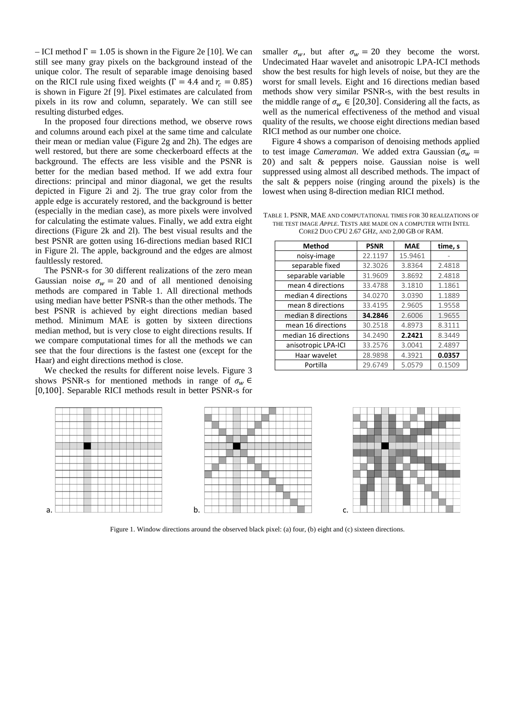– ICI method $\Gamma = 1.05$ is shown in the Figure 2e [10]. We can still see many gray pixels on the background instead of the unique color. The result of separable image denoising based on the RICI rule using fixed weights ($\Gamma = 4.4$ and $r_c = 0.85$) is shown in Figure 2f [9]. Pixel estimates are calculated from pixels in its row and column, separately. We can still see resulting disturbed edges.

In the proposed four directions method, we observe rows and columns around each pixel at the same time and calculate their mean or median value (Figure 2g and 2h). The edges are well restored, but there are some checkerboard effects at the background. The effects are less visible and the PSNR is better for the median based method. If we add extra four directions: principal and minor diagonal, we get the results depicted in Figure 2i and 2j. The true gray color from the apple edge is accurately restored, and the background is better (especially in the median case), as more pixels were involved for calculating the estimate values. Finally, we add extra eight directions (Figure 2k and 2l). The best visual results and the best PSNR are gotten using 16-directions median based RICI in Figure 2l. The apple, background and the edges are almost faultlessly restored.

The PSNR-s for 30 different realizations of the zero mean Gaussian noise $\sigma_w = 20$ and of all mentioned denoising methods are compared in Table 1. All directional methods using median have better PSNR-s than the other methods. The best PSNR is achieved by eight directions median based method. Minimum MAE is gotten by sixteen directions median method, but is very close to eight directions results. If we compare computational times for all the methods we can see that the four directions is the fastest one (except for the Haar) and eight directions method is close.

We checked the results for different noise levels. Figure 3 shows PSNR-s for mentioned methods in range of $\sigma_w \in [0,100]$. Separable RICI methods result in better PSNR-s for smaller $\sigma_w$, but after $\sigma_w = 20$ they become the worst. Undecimated Haar wavelet and anisotropic LPA-ICI methods show the best results for high levels of noise, but they are the worst for small levels. Eight and 16 directions median based methods show very similar PSNR-s, with the best results in the middle range of $\sigma_w \in [20,30]$. Considering all the facts, as well as the numerical effectiveness of the method and visual quality of the results, we choose eight directions median based RICI method as our number one choice.

Figure 4 shows a comparison of denoising methods applied to test image *Cameraman*. We added extra Gaussian ($\sigma_w = 20$) and salt & peppers noise. Gaussian noise is well suppressed using almost all described methods. The impact of the salt & peppers noise (ringing around the pixels) is the lowest when using 8-direction median RICI method.

TABLE 1. PSNR, MAE AND COMPUTATIONAL TIMES FOR 30 REALIZATIONS OF THE TEST IMAGE *APPLE*. TESTS ARE MADE ON A COMPUTER WITH INTEL CORE2 DUO CPU 2.67 GHZ, AND 2,00 GB OF RAM.

| Method | PSNR | MAE | time, s |
|---|---|---|---|
| noisy-image | 22.1197 | 15.9461 | - |
| separable fixed | 32.3026 | 3.8364 | 2.4818 |
| separable variable | 31.9609 | 3.8692 | 2.4818 |
| mean 4 directions | 33.4788 | 3.1810 | 1.1861 |
| median 4 directions | 34.0270 | 3.0390 | 1.1889 |
| mean 8 directions | 33.4195 | 2.9605 | 1.9558 |
| median 8 directions | **34.2846** | 2.6006 | 1.9655 |
| mean 16 directions | 30.2518 | 4.8973 | 8.3111 |
| median 16 directions | 34.2490 | **2.2421** | 8.3449 |
| anisotropic LPA-ICI | 33.2576 | 3.0041 | 2.4897 |
| Haar wavelet | 28.9898 | 4.3921 | **0.0357** |
| Portilla | 29.6749 | 5.0579 | 0.1509 |

Figure 1. Window directions around the observed black pixel: (a) four, (b) eight and (c) sixteen directions.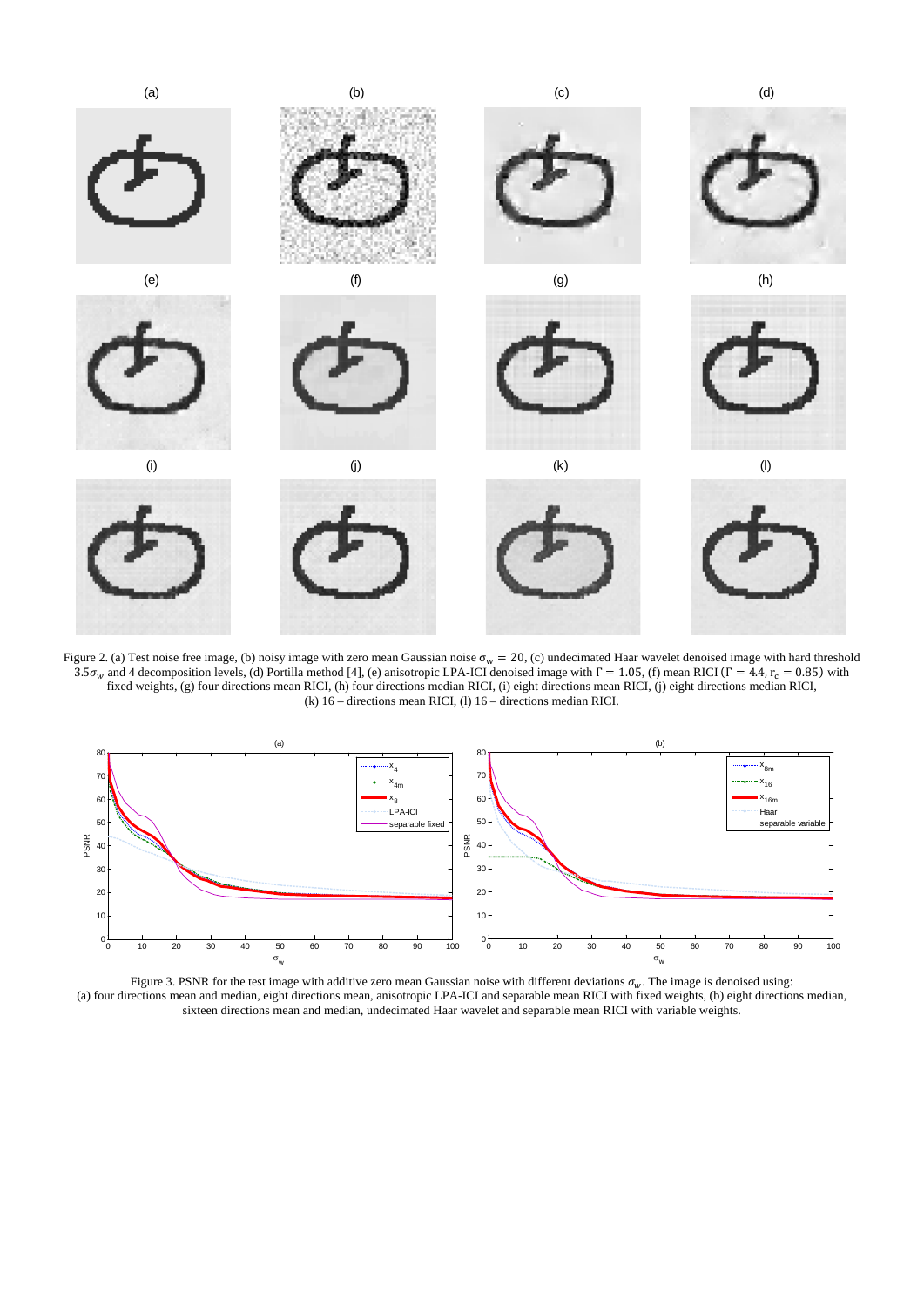Figure 2. (a) Test noise free image, (b) noisy image with zero mean Gaussian noise $\sigma_w = 20$, (c) undecimated Haar wavelet denoised image with hard threshold $3.5\sigma_w$ and 4 decomposition levels, (d) Portilla method [4], (e) anisotropic LPA-ICI denoised image with $\Gamma = 1.05$, (f) mean RICI ($\Gamma = 4.4$, $r_c = 0.85$) with fixed weights, (g) four directions mean RICI, (h) four directions median RICI, (i) eight directions mean RICI, (j) eight directions median RICI, (k) 16 – directions mean RICI, (l) 16 – directions median RICI.

Figure 3. PSNR for the test image with additive zero mean Gaussian noise with different deviations $\sigma_w$. The image is denoised using: (a) four directions mean and median, eight directions mean, anisotropic LPA-ICI and separable mean RICI with fixed weights, (b) eight directions median, sixteen directions mean and median, undecimated Haar wavelet and separable mean RICI with variable weights.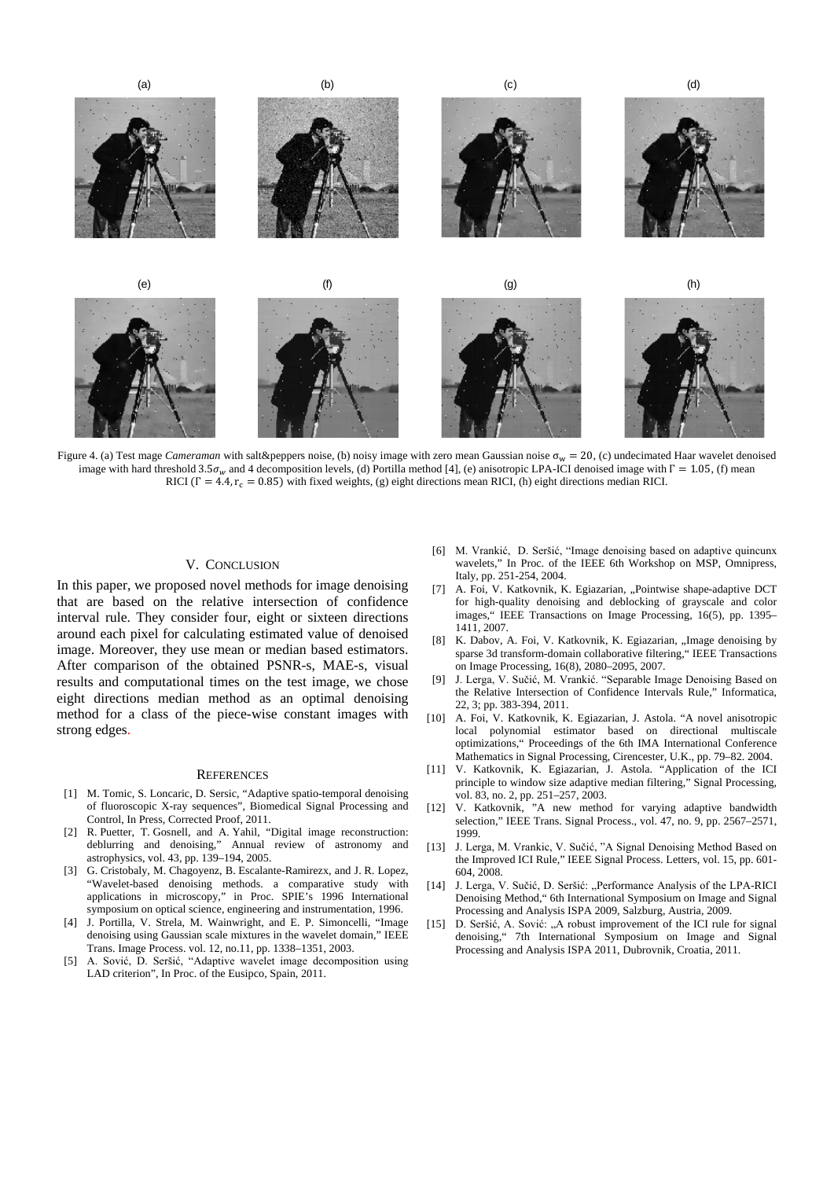(a) (b) (c) (d)

(e) (f) (g) (h)

Figure 4. (a) Test mage *Cameraman* with salt&peppers noise, (b) noisy image with zero mean Gaussian noise $\sigma_w = 20$, (c) undecimated Haar wavelet denoised image with hard threshold $3.5\sigma_w$ and 4 decomposition levels, (d) Portilla method [4], (e) anisotropic LPA-ICI denoised image with $\Gamma = 1.05$, (f) mean RICI ($\Gamma = 4.4, r_c = 0.85$) with fixed weights, (g) eight directions mean RICI, (h) eight directions median RICI.

## V. Conclusion

In this paper, we proposed novel methods for image denoising that are based on the relative intersection of confidence interval rule. They consider four, eight or sixteen directions around each pixel for calculating estimated value of denoised image. Moreover, they use mean or median based estimators. After comparison of the obtained PSNR-s, MAE-s, visual results and computational times on the test image, we chose eight directions median method as an optimal denoising method for a class of the piece-wise constant images with strong edges.

## References

[1] M. Tomic, S. Loncaric, D. Sersic, "Adaptive spatio-temporal denoising of fluoroscopic X-ray sequences", Biomedical Signal Processing and Control, In Press, Corrected Proof, 2011.

[2] R. Puetter, T. Gosnell, and A. Yahil, "Digital image reconstruction: deblurring and denoising," Annual review of astronomy and astrophysics, vol. 43, pp. 139–194, 2005.

[3] G. Cristobaly, M. Chagoyenz, B. Escalante-Ramirezx, and J. R. Lopez, "Wavelet-based denoising methods. a comparative study with applications in microscopy," in Proc. SPIE's 1996 International symposium on optical science, engineering and instrumentation, 1996.

[4] J. Portilla, V. Strela, M. Wainwright, and E. P. Simoncelli, "Image denoising using Gaussian scale mixtures in the wavelet domain," IEEE Trans. Image Process. vol. 12, no.11, pp. 1338–1351, 2003.

[5] A. Sović, D. Seršić, "Adaptive wavelet image decomposition using LAD criterion", In Proc. of the Eusipco, Spain, 2011.

[6] M. Vrankić, D. Seršić, "Image denoising based on adaptive quincunx wavelets," In Proc. of the IEEE 6th Workshop on MSP, Omnipress, Italy, pp. 251-254, 2004.

[7] A. Foi, V. Katkovnik, K. Egiazarian, „Pointwise shape-adaptive DCT for high-quality denoising and deblocking of grayscale and color images," IEEE Transactions on Image Processing, 16(5), pp. 1395–1411, 2007.

[8] K. Dabov, A. Foi, V. Katkovnik, K. Egiazarian, „Image denoising by sparse 3d transform-domain collaborative filtering," IEEE Transactions on Image Processing, 16(8), 2080–2095, 2007.

[9] J. Lerga, V. Sučić, M. Vrankić. "Separable Image Denoising Based on the Relative Intersection of Confidence Intervals Rule," Informatica, 22, 3; pp. 383-394, 2011.

[10] A. Foi, V. Katkovnik, K. Egiazarian, J. Astola. "A novel anisotropic local polynomial estimator based on directional multiscale optimizations," Proceedings of the 6th IMA International Conference Mathematics in Signal Processing, Cirencester, U.K., pp. 79–82. 2004.

[11] V. Katkovnik, K. Egiazarian, J. Astola. "Application of the ICI principle to window size adaptive median filtering," Signal Processing, vol. 83, no. 2, pp. 251–257, 2003.

[12] V. Katkovnik, "A new method for varying adaptive bandwidth selection," IEEE Trans. Signal Process., vol. 47, no. 9, pp. 2567–2571, 1999.

[13] J. Lerga, M. Vrankic, V. Sučić, "A Signal Denoising Method Based on the Improved ICI Rule," IEEE Signal Process. Letters, vol. 15, pp. 601-604, 2008.

[14] J. Lerga, V. Sučić, D. Seršić: „Performance Analysis of the LPA-RICI Denoising Method," 6th International Symposium on Image and Signal Processing and Analysis ISPA 2009, Salzburg, Austria, 2009.

[15] D. Seršić, A. Sović: „A robust improvement of the ICI rule for signal denoising," 7th International Symposium on Image and Signal Processing and Analysis ISPA 2011, Dubrovnik, Croatia, 2011.